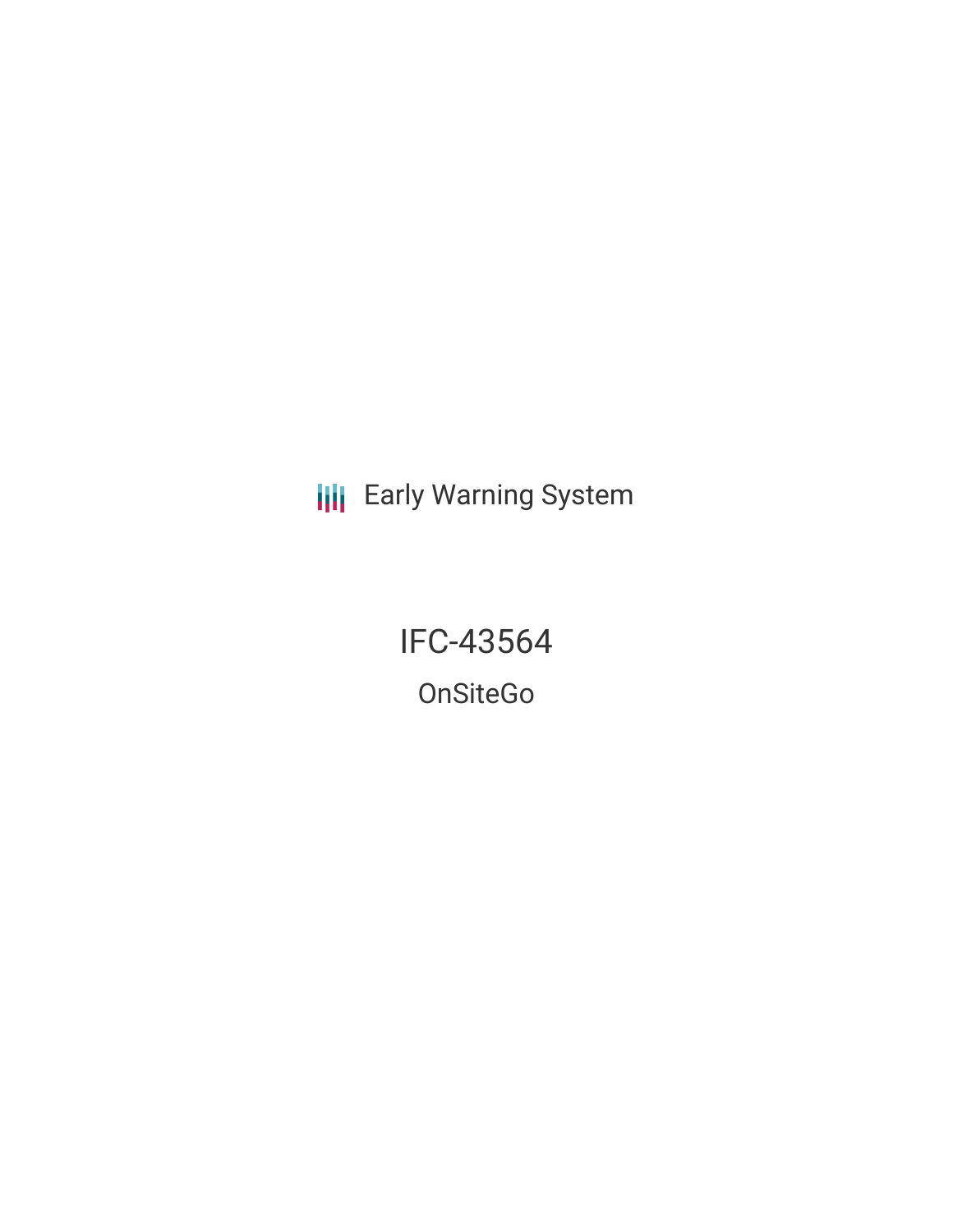Early Warning System

# IFC-43564

## OnSiteGo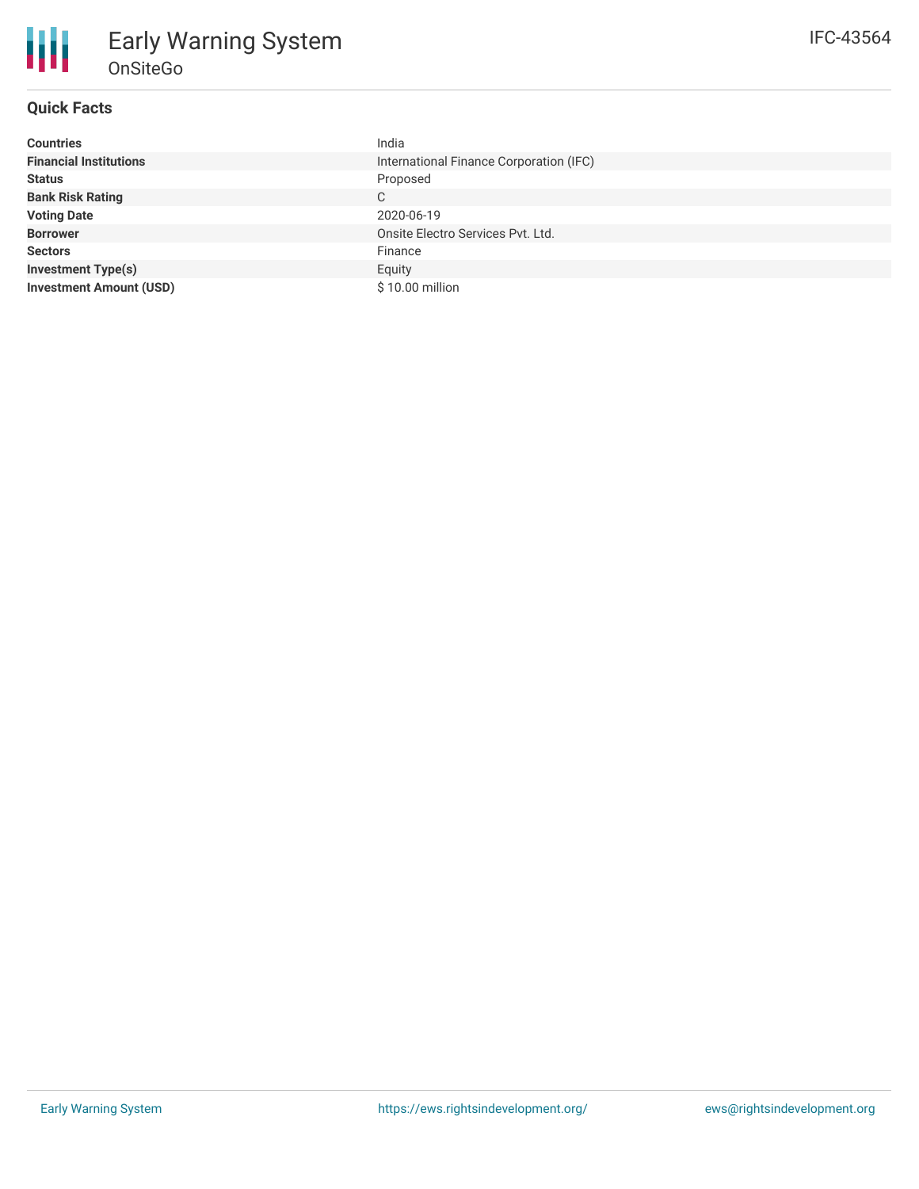# Early Warning System

## OnSiteGo

IFC-43564

### Quick Facts

| | |
|---|---|
| **Countries** | India |
| **Financial Institutions** | International Finance Corporation (IFC) |
| **Status** | Proposed |
| **Bank Risk Rating** | C |
| **Voting Date** | 2020-06-19 |
| **Borrower** | Onsite Electro Services Pvt. Ltd. |
| **Sectors** | Finance |
| **Investment Type(s)** | Equity |
| **Investment Amount (USD)** | $ 10.00 million |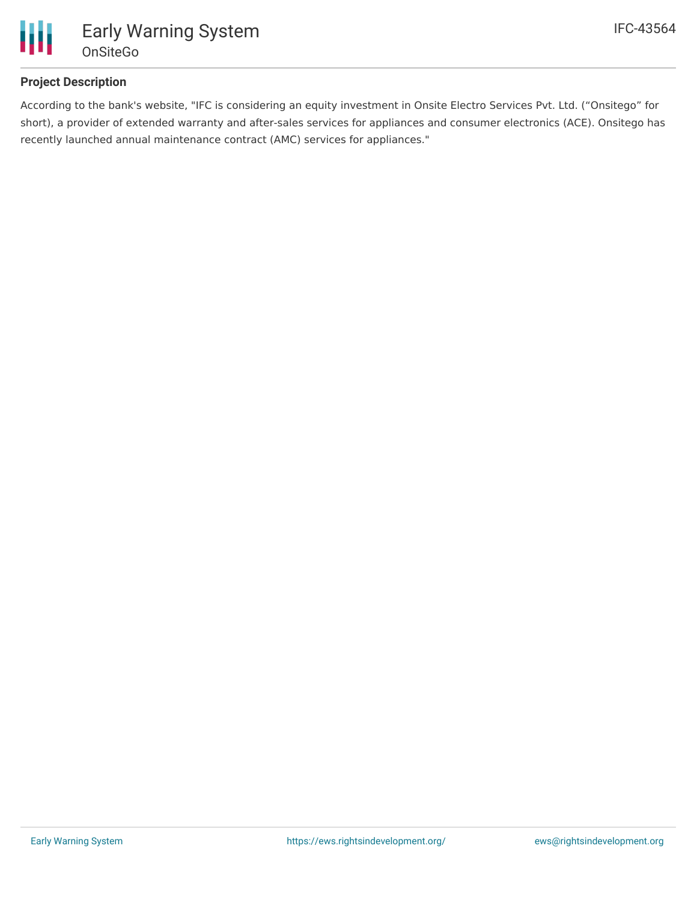## Project Description

According to the bank's website, "IFC is considering an equity investment in Onsite Electro Services Pvt. Ltd. (“Onsitego” for short), a provider of extended warranty and after-sales services for appliances and consumer electronics (ACE). Onsitego has recently launched annual maintenance contract (AMC) services for appliances."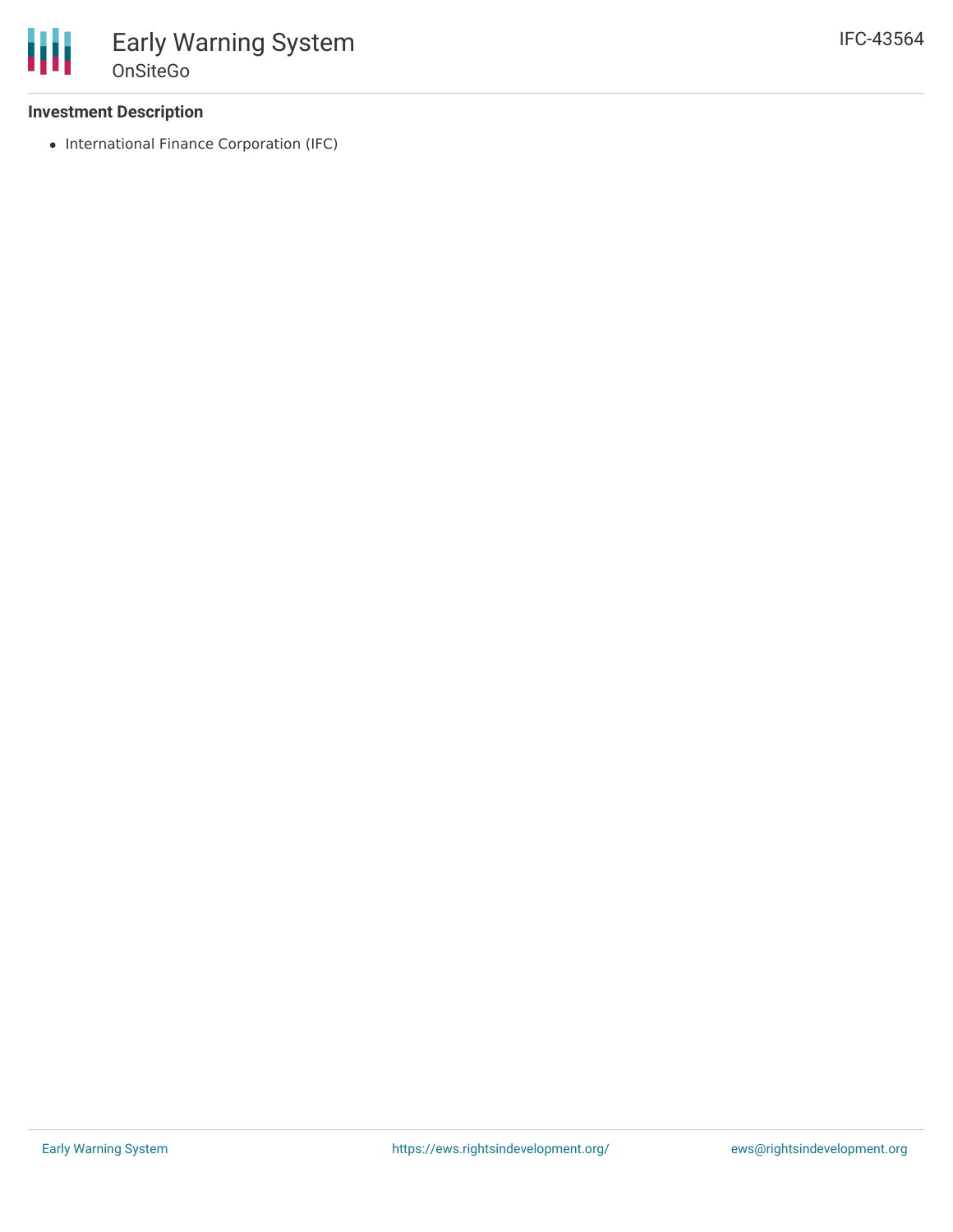### Investment Description

- International Finance Corporation (IFC)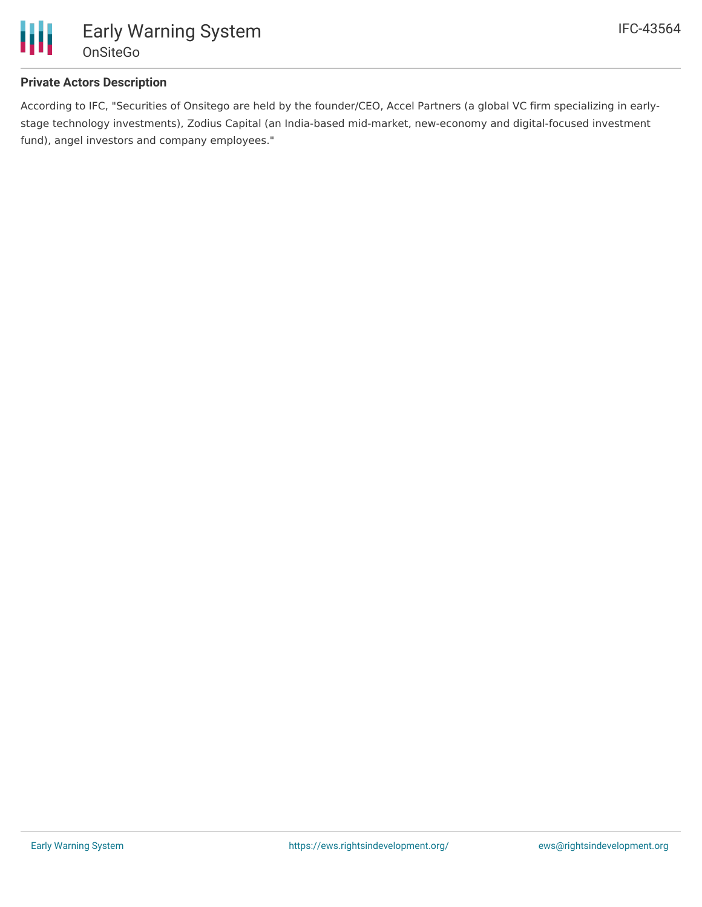### Private Actors Description

According to IFC, "Securities of Onsitego are held by the founder/CEO, Accel Partners (a global VC firm specializing in early-stage technology investments), Zodius Capital (an India-based mid-market, new-economy and digital-focused investment fund), angel investors and company employees."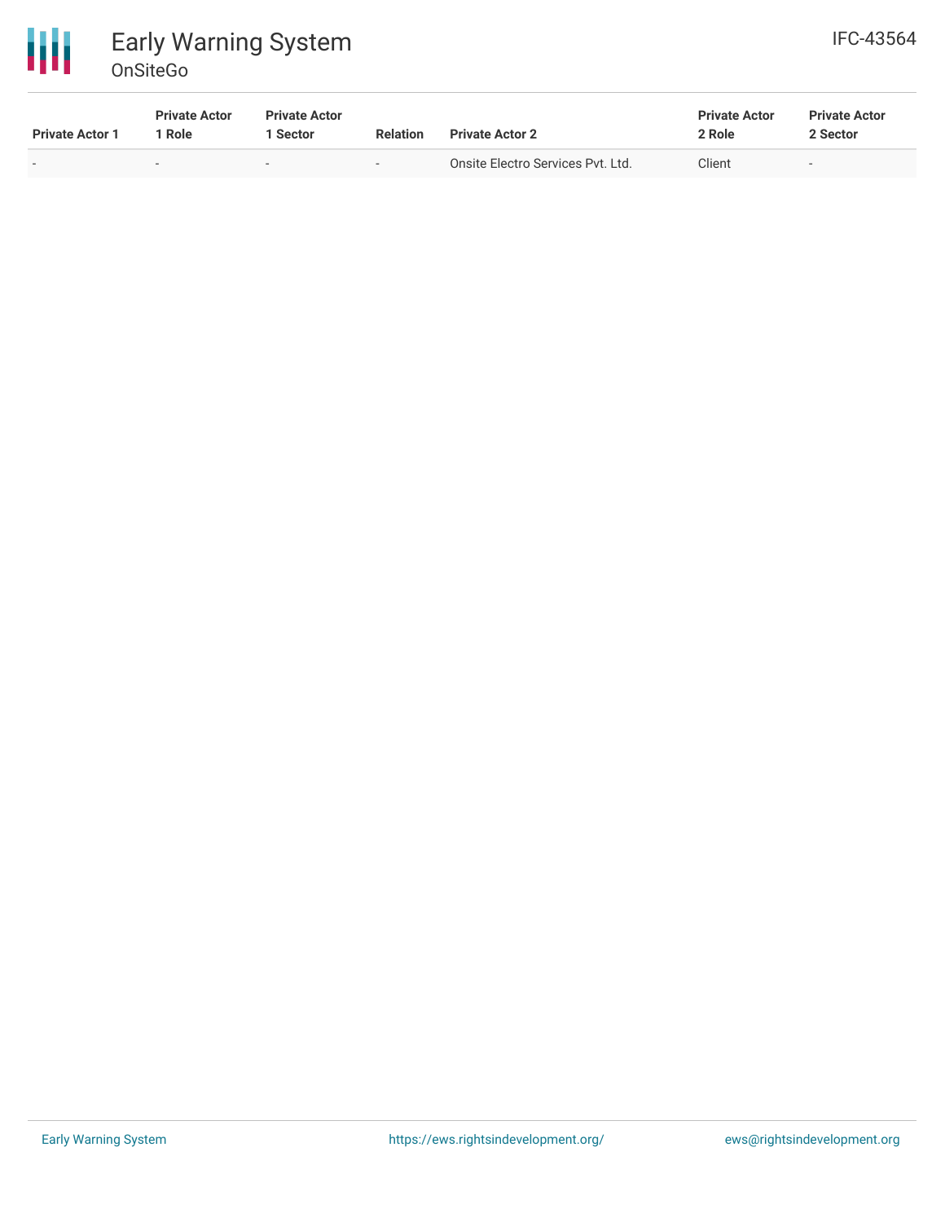| Private Actor 1 | Private Actor 1 Role | Private Actor 1 Sector | Relation | Private Actor 2 | Private Actor 2 Role | Private Actor 2 Sector |
|---|---|---|---|---|---|---|
| - | - | - | - | Onsite Electro Services Pvt. Ltd. | Client | - |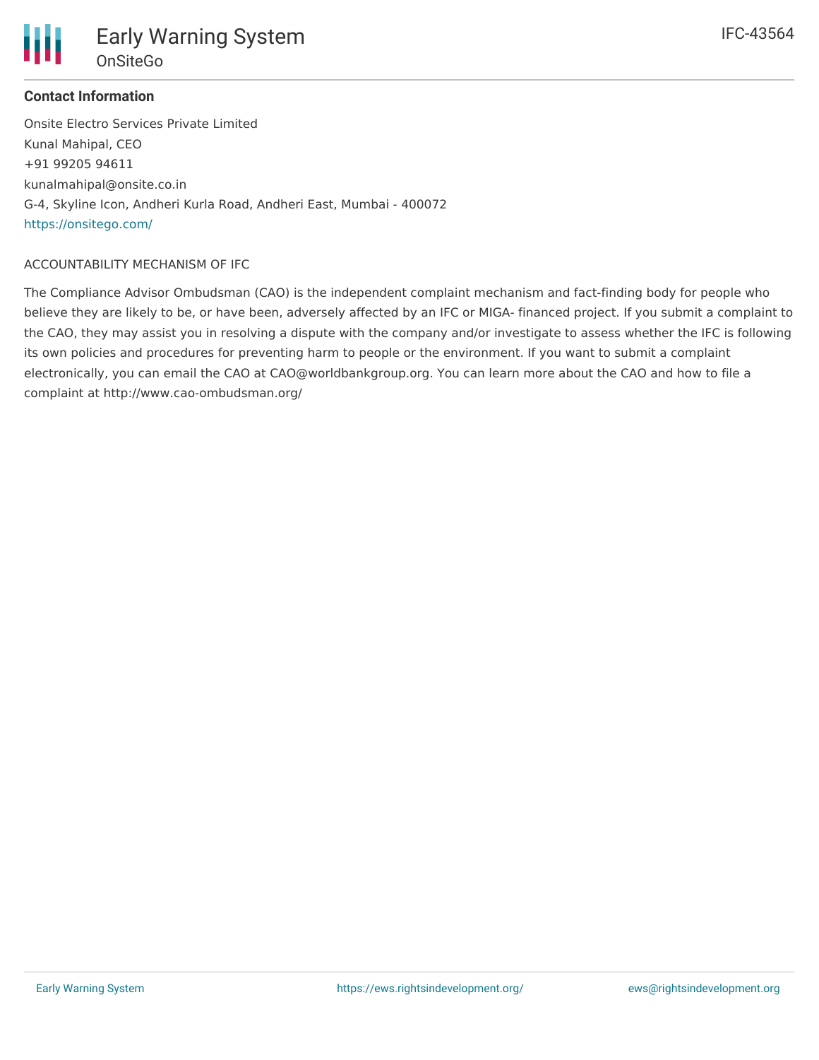**Contact Information**

Onsite Electro Services Private Limited
Kunal Mahipal, CEO
+91 99205 94611
kunalmahipal@onsite.co.in
G-4, Skyline Icon, Andheri Kurla Road, Andheri East, Mumbai - 400072
https://onsitego.com/

ACCOUNTABILITY MECHANISM OF IFC

The Compliance Advisor Ombudsman (CAO) is the independent complaint mechanism and fact-finding body for people who believe they are likely to be, or have been, adversely affected by an IFC or MIGA- financed project. If you submit a complaint to the CAO, they may assist you in resolving a dispute with the company and/or investigate to assess whether the IFC is following its own policies and procedures for preventing harm to people or the environment. If you want to submit a complaint electronically, you can email the CAO at CAO@worldbankgroup.org. You can learn more about the CAO and how to file a complaint at http://www.cao-ombudsman.org/